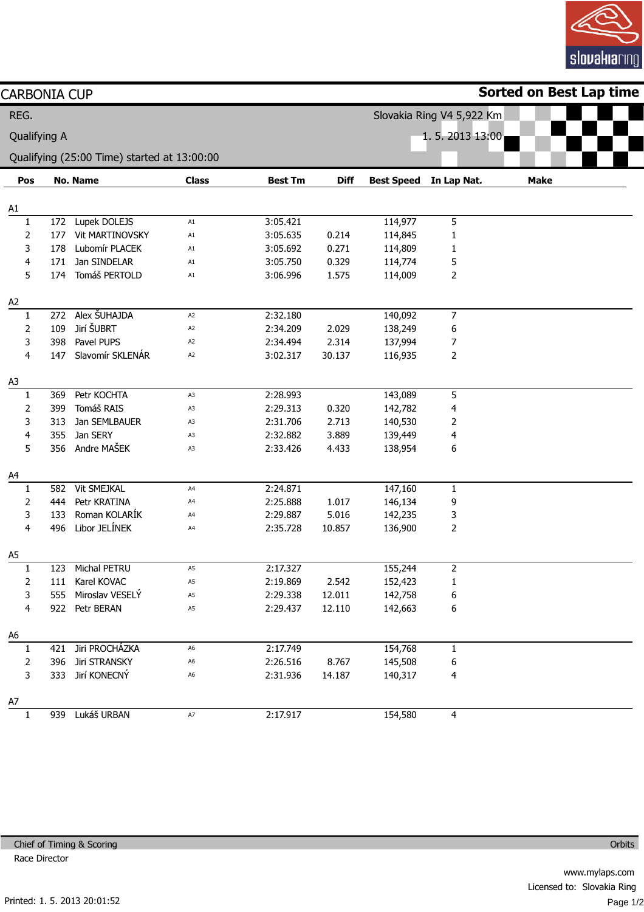# CARBONIA CUP

**Sorted on Best Lap time**

REG.

Qualifying A

Qualifying (25:00 Time) started at 13:00:00

Slovakia Ring V4 5,922 Km

1. 5. 2013 13:00

| Pos | No. | Name | Class | Best Tm | Diff | Best Speed | In Lap | Nat. | Make |
|---|---|---|---|---|---|---|---|---|---|
| **A1** | | | | | | | | | |
| 1 | 172 | Lupek DOLEJS | A1 | 3:05.421 | | 114,977 | 5 | | |
| 2 | 177 | Vit MARTINOVSKY | A1 | 3:05.635 | 0.214 | 114,845 | 1 | | |
| 3 | 178 | Lubomír PLACEK | A1 | 3:05.692 | 0.271 | 114,809 | 1 | | |
| 4 | 171 | Jan SINDELAR | A1 | 3:05.750 | 0.329 | 114,774 | 5 | | |
| 5 | 174 | Tomáš PERTOLD | A1 | 3:06.996 | 1.575 | 114,009 | 2 | | |
| **A2** | | | | | | | | | |
| 1 | 272 | Alex ŠUHAJDA | A2 | 2:32.180 | | 140,092 | 7 | | |
| 2 | 109 | Jirí ŠUBRT | A2 | 2:34.209 | 2.029 | 138,249 | 6 | | |
| 3 | 398 | Pavel PUPS | A2 | 2:34.494 | 2.314 | 137,994 | 7 | | |
| 4 | 147 | Slavomír SKLENÁR | A2 | 3:02.317 | 30.137 | 116,935 | 2 | | |
| **A3** | | | | | | | | | |
| 1 | 369 | Petr KOCHTA | A3 | 2:28.993 | | 143,089 | 5 | | |
| 2 | 399 | Tomáš RAIS | A3 | 2:29.313 | 0.320 | 142,782 | 4 | | |
| 3 | 313 | Jan SEMLBAUER | A3 | 2:31.706 | 2.713 | 140,530 | 2 | | |
| 4 | 355 | Jan SERY | A3 | 2:32.882 | 3.889 | 139,449 | 4 | | |
| 5 | 356 | Andre MAŠEK | A3 | 2:33.426 | 4.433 | 138,954 | 6 | | |
| **A4** | | | | | | | | | |
| 1 | 582 | Vit SMEJKAL | A4 | 2:24.871 | | 147,160 | 1 | | |
| 2 | 444 | Petr KRATINA | A4 | 2:25.888 | 1.017 | 146,134 | 9 | | |
| 3 | 133 | Roman KOLARÍK | A4 | 2:29.887 | 5.016 | 142,235 | 3 | | |
| 4 | 496 | Libor JELÍNEK | A4 | 2:35.728 | 10.857 | 136,900 | 2 | | |
| **A5** | | | | | | | | | |
| 1 | 123 | Michal PETRU | A5 | 2:17.327 | | 155,244 | 2 | | |
| 2 | 111 | Karel KOVAC | A5 | 2:19.869 | 2.542 | 152,423 | 1 | | |
| 3 | 555 | Miroslav VESELÝ | A5 | 2:29.338 | 12.011 | 142,758 | 6 | | |
| 4 | 922 | Petr BERAN | A5 | 2:29.437 | 12.110 | 142,663 | 6 | | |
| **A6** | | | | | | | | | |
| 1 | 421 | Jiri PROCHÁZKA | A6 | 2:17.749 | | 154,768 | 1 | | |
| 2 | 396 | Jiri STRANSKY | A6 | 2:26.516 | 8.767 | 145,508 | 6 | | |
| 3 | 333 | Jirí KONECNÝ | A6 | 2:31.936 | 14.187 | 140,317 | 4 | | |
| **A7** | | | | | | | | | |
| 1 | 939 | Lukáš URBAN | A7 | 2:17.917 | | 154,580 | 4 | | |

Chief of Timing & Scoring

Race Director

Orbits

www.mylaps.com

Licensed to: Slovakia Ring

Printed: 1. 5. 2013 20:01:52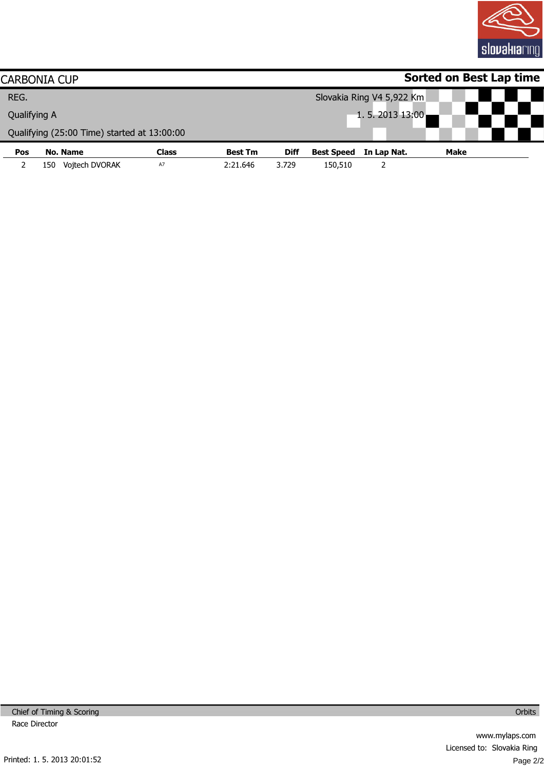CARBONIA CUP

**Sorted on Best Lap time**

REG.

Slovakia Ring V4 5,922 Km

Qualifying A

1. 5. 2013 13:00

Qualifying (25:00 Time) started at 13:00:00

| Pos | No. | Name | Class | Best Tm | Diff | Best Speed | In Lap | Nat. | Make |
|---|---|---|---|---|---|---|---|---|---|
| 2 | 150 | Vojtech DVORAK | A7 | 2:21.646 | 3.729 | 150,510 | 2 | | |

Chief of Timing & Scoring

Race Director

Orbits

www.mylaps.com

Licensed to: Slovakia Ring

Printed: 1. 5. 2013 20:01:52